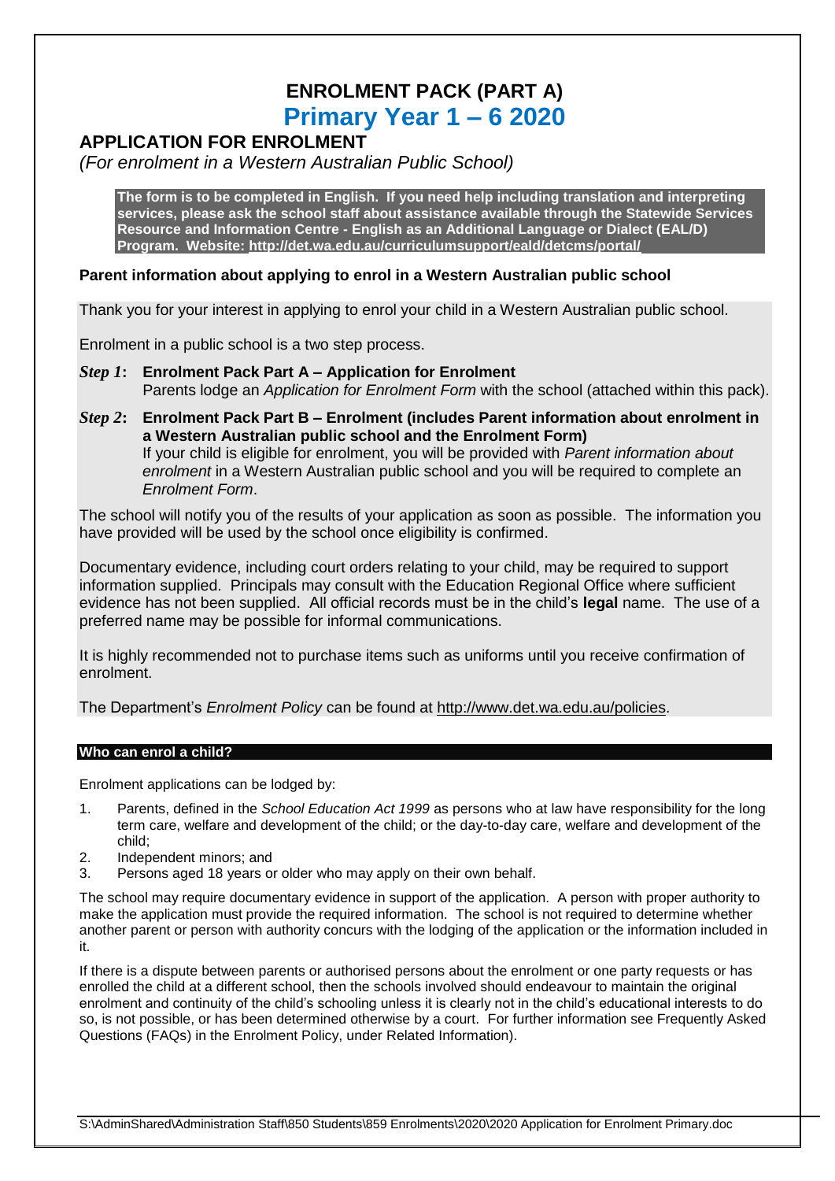# ENROLMENT PACK (PART A)

# Primary Year 1 – 6 2020

## APPLICATION FOR ENROLMENT

*(For enrolment in a Western Australian Public School)*

**The form is to be completed in English. If you need help including translation and interpreting services, please ask the school staff about assistance available through the Statewide Services Resource and Information Centre - English as an Additional Language or Dialect (EAL/D) Program. Website: http://det.wa.edu.au/curriculumsupport/eald/detcms/portal/**

### Parent information about applying to enrol in a Western Australian public school

Thank you for your interest in applying to enrol your child in a Western Australian public school.

Enrolment in a public school is a two step process.

***Step 1*: Enrolment Pack Part A – Application for Enrolment**
Parents lodge an *Application for Enrolment Form* with the school (attached within this pack).

***Step 2*: Enrolment Pack Part B – Enrolment (includes Parent information about enrolment in a Western Australian public school and the Enrolment Form)**
If your child is eligible for enrolment, you will be provided with *Parent information about enrolment* in a Western Australian public school and you will be required to complete an *Enrolment Form*.

The school will notify you of the results of your application as soon as possible. The information you have provided will be used by the school once eligibility is confirmed.

Documentary evidence, including court orders relating to your child, may be required to support information supplied. Principals may consult with the Education Regional Office where sufficient evidence has not been supplied. All official records must be in the child's **legal** name. The use of a preferred name may be possible for informal communications.

It is highly recommended not to purchase items such as uniforms until you receive confirmation of enrolment.

The Department's *Enrolment Policy* can be found at http://www.det.wa.edu.au/policies.

### Who can enrol a child?

Enrolment applications can be lodged by:

1. Parents, defined in the *School Education Act 1999* as persons who at law have responsibility for the long term care, welfare and development of the child; or the day-to-day care, welfare and development of the child;
2. Independent minors; and
3. Persons aged 18 years or older who may apply on their own behalf.

The school may require documentary evidence in support of the application. A person with proper authority to make the application must provide the required information. The school is not required to determine whether another parent or person with authority concurs with the lodging of the application or the information included in it.

If there is a dispute between parents or authorised persons about the enrolment or one party requests or has enrolled the child at a different school, then the schools involved should endeavour to maintain the original enrolment and continuity of the child's schooling unless it is clearly not in the child's educational interests to do so, is not possible, or has been determined otherwise by a court. For further information see Frequently Asked Questions (FAQs) in the Enrolment Policy, under Related Information).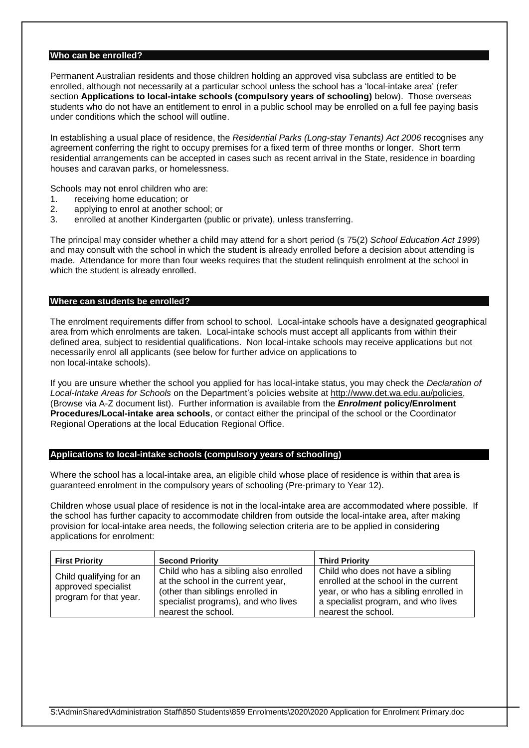## Who can be enrolled?

Permanent Australian residents and those children holding an approved visa subclass are entitled to be enrolled, although not necessarily at a particular school unless the school has a 'local-intake area' (refer section **Applications to local-intake schools (compulsory years of schooling)** below). Those overseas students who do not have an entitlement to enrol in a public school may be enrolled on a full fee paying basis under conditions which the school will outline.

In establishing a usual place of residence, the *Residential Parks (Long-stay Tenants) Act 2006* recognises any agreement conferring the right to occupy premises for a fixed term of three months or longer. Short term residential arrangements can be accepted in cases such as recent arrival in the State, residence in boarding houses and caravan parks, or homelessness.

Schools may not enrol children who are:

1. receiving home education; or
2. applying to enrol at another school; or
3. enrolled at another Kindergarten (public or private), unless transferring.

The principal may consider whether a child may attend for a short period (s 75(2) *School Education Act 1999*) and may consult with the school in which the student is already enrolled before a decision about attending is made. Attendance for more than four weeks requires that the student relinquish enrolment at the school in which the student is already enrolled.

## Where can students be enrolled?

The enrolment requirements differ from school to school. Local-intake schools have a designated geographical area from which enrolments are taken. Local-intake schools must accept all applicants from within their defined area, subject to residential qualifications. Non local-intake schools may receive applications but not necessarily enrol all applicants (see below for further advice on applications to non local-intake schools).

If you are unsure whether the school you applied for has local-intake status, you may check the *Declaration of Local-Intake Areas for Schools* on the Department's policies website at http://www.det.wa.edu.au/policies, (Browse via A-Z document list). Further information is available from the ***Enrolment*** **policy/Enrolment Procedures/Local-intake area schools**, or contact either the principal of the school or the Coordinator Regional Operations at the local Education Regional Office.

## Applications to local-intake schools (compulsory years of schooling)

Where the school has a local-intake area, an eligible child whose place of residence is within that area is guaranteed enrolment in the compulsory years of schooling (Pre-primary to Year 12).

Children whose usual place of residence is not in the local-intake area are accommodated where possible. If the school has further capacity to accommodate children from outside the local-intake area, after making provision for local-intake area needs, the following selection criteria are to be applied in considering applications for enrolment:

| First Priority | Second Priority | Third Priority |
|---|---|---|
| Child qualifying for an approved specialist program for that year. | Child who has a sibling also enrolled at the school in the current year, (other than siblings enrolled in specialist programs), and who lives nearest the school. | Child who does not have a sibling enrolled at the school in the current year, or who has a sibling enrolled in a specialist program, and who lives nearest the school. |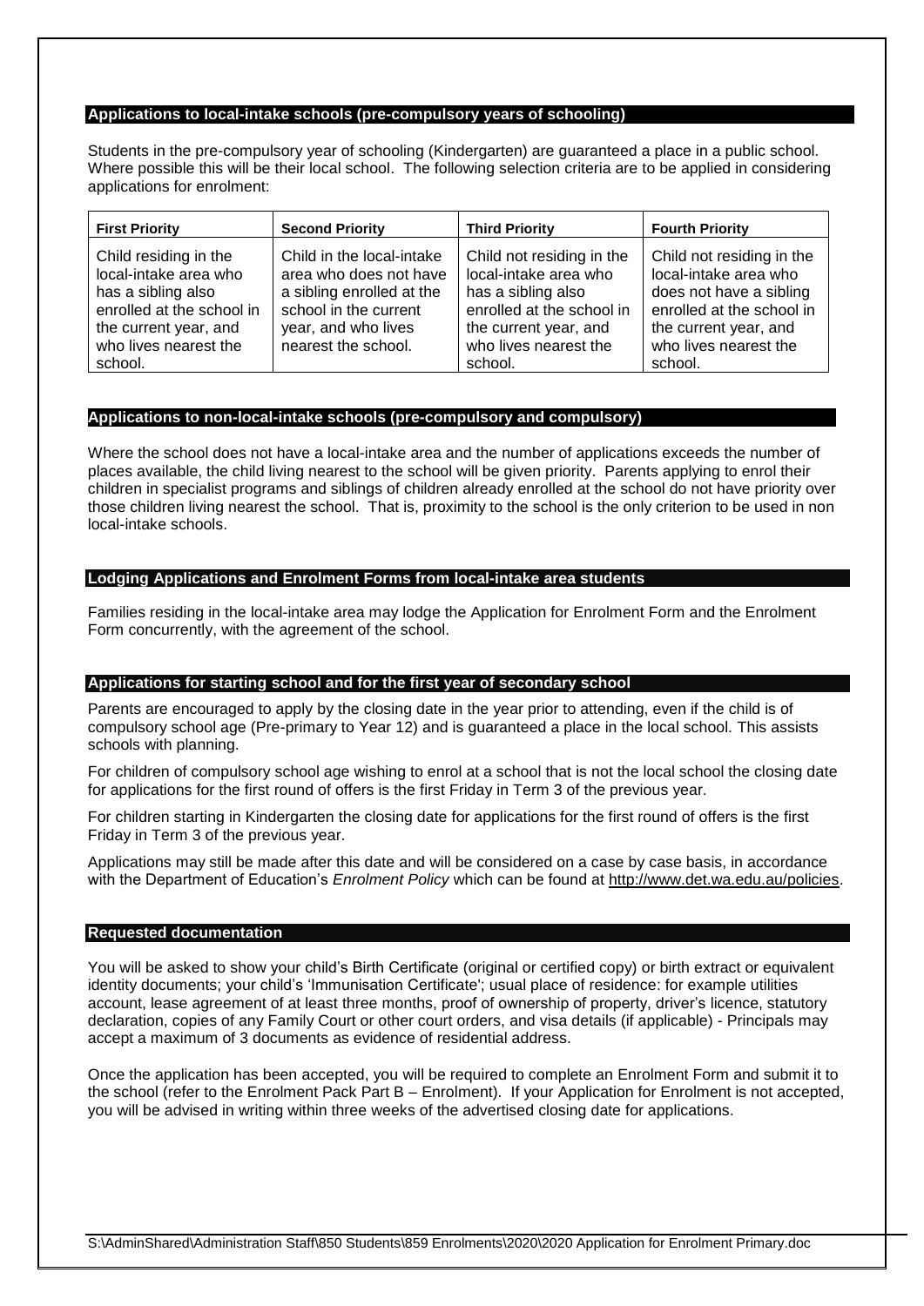## Applications to local-intake schools (pre-compulsory years of schooling)

Students in the pre-compulsory year of schooling (Kindergarten) are guaranteed a place in a public school. Where possible this will be their local school. The following selection criteria are to be applied in considering applications for enrolment:

| First Priority | Second Priority | Third Priority | Fourth Priority |
|---|---|---|---|
| Child residing in the local-intake area who has a sibling also enrolled at the school in the current year, and who lives nearest the school. | Child in the local-intake area who does not have a sibling enrolled at the school in the current year, and who lives nearest the school. | Child not residing in the local-intake area who has a sibling also enrolled at the school in the current year, and who lives nearest the school. | Child not residing in the local-intake area who does not have a sibling enrolled at the school in the current year, and who lives nearest the school. |

## Applications to non-local-intake schools (pre-compulsory and compulsory)

Where the school does not have a local-intake area and the number of applications exceeds the number of places available, the child living nearest to the school will be given priority. Parents applying to enrol their children in specialist programs and siblings of children already enrolled at the school do not have priority over those children living nearest the school. That is, proximity to the school is the only criterion to be used in non local-intake schools.

## Lodging Applications and Enrolment Forms from local-intake area students

Families residing in the local-intake area may lodge the Application for Enrolment Form and the Enrolment Form concurrently, with the agreement of the school.

## Applications for starting school and for the first year of secondary school

Parents are encouraged to apply by the closing date in the year prior to attending, even if the child is of compulsory school age (Pre-primary to Year 12) and is guaranteed a place in the local school. This assists schools with planning.

For children of compulsory school age wishing to enrol at a school that is not the local school the closing date for applications for the first round of offers is the first Friday in Term 3 of the previous year.

For children starting in Kindergarten the closing date for applications for the first round of offers is the first Friday in Term 3 of the previous year.

Applications may still be made after this date and will be considered on a case by case basis, in accordance with the Department of Education's *Enrolment Policy* which can be found at http://www.det.wa.edu.au/policies.

## Requested documentation

You will be asked to show your child's Birth Certificate (original or certified copy) or birth extract or equivalent identity documents; your child's 'Immunisation Certificate'; usual place of residence: for example utilities account, lease agreement of at least three months, proof of ownership of property, driver's licence, statutory declaration, copies of any Family Court or other court orders, and visa details (if applicable) - Principals may accept a maximum of 3 documents as evidence of residential address.

Once the application has been accepted, you will be required to complete an Enrolment Form and submit it to the school (refer to the Enrolment Pack Part B – Enrolment). If your Application for Enrolment is not accepted, you will be advised in writing within three weeks of the advertised closing date for applications.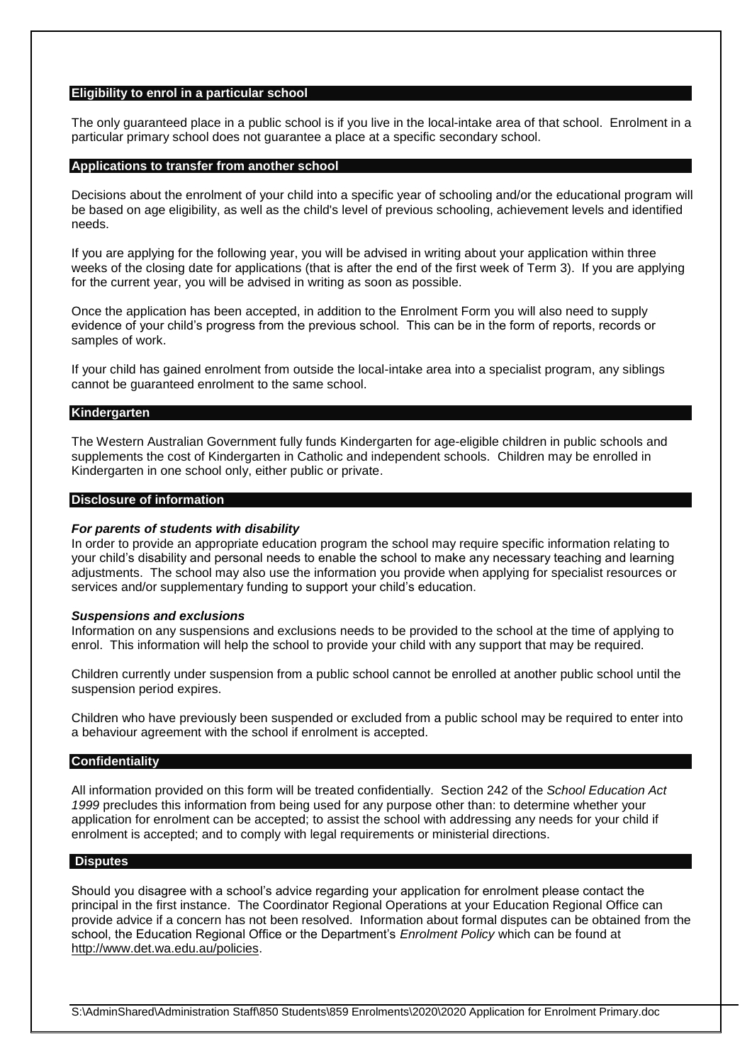## Eligibility to enrol in a particular school

The only guaranteed place in a public school is if you live in the local-intake area of that school. Enrolment in a particular primary school does not guarantee a place at a specific secondary school.

## Applications to transfer from another school

Decisions about the enrolment of your child into a specific year of schooling and/or the educational program will be based on age eligibility, as well as the child's level of previous schooling, achievement levels and identified needs.

If you are applying for the following year, you will be advised in writing about your application within three weeks of the closing date for applications (that is after the end of the first week of Term 3). If you are applying for the current year, you will be advised in writing as soon as possible.

Once the application has been accepted, in addition to the Enrolment Form you will also need to supply evidence of your child's progress from the previous school. This can be in the form of reports, records or samples of work.

If your child has gained enrolment from outside the local-intake area into a specialist program, any siblings cannot be guaranteed enrolment to the same school.

## Kindergarten

The Western Australian Government fully funds Kindergarten for age-eligible children in public schools and supplements the cost of Kindergarten in Catholic and independent schools. Children may be enrolled in Kindergarten in one school only, either public or private.

## Disclosure of information

***For parents of students with disability***

In order to provide an appropriate education program the school may require specific information relating to your child's disability and personal needs to enable the school to make any necessary teaching and learning adjustments. The school may also use the information you provide when applying for specialist resources or services and/or supplementary funding to support your child's education.

***Suspensions and exclusions***

Information on any suspensions and exclusions needs to be provided to the school at the time of applying to enrol. This information will help the school to provide your child with any support that may be required.

Children currently under suspension from a public school cannot be enrolled at another public school until the suspension period expires.

Children who have previously been suspended or excluded from a public school may be required to enter into a behaviour agreement with the school if enrolment is accepted.

## Confidentiality

All information provided on this form will be treated confidentially. Section 242 of the *School Education Act 1999* precludes this information from being used for any purpose other than: to determine whether your application for enrolment can be accepted; to assist the school with addressing any needs for your child if enrolment is accepted; and to comply with legal requirements or ministerial directions.

## Disputes

Should you disagree with a school's advice regarding your application for enrolment please contact the principal in the first instance. The Coordinator Regional Operations at your Education Regional Office can provide advice if a concern has not been resolved. Information about formal disputes can be obtained from the school, the Education Regional Office or the Department's *Enrolment Policy* which can be found at http://www.det.wa.edu.au/policies.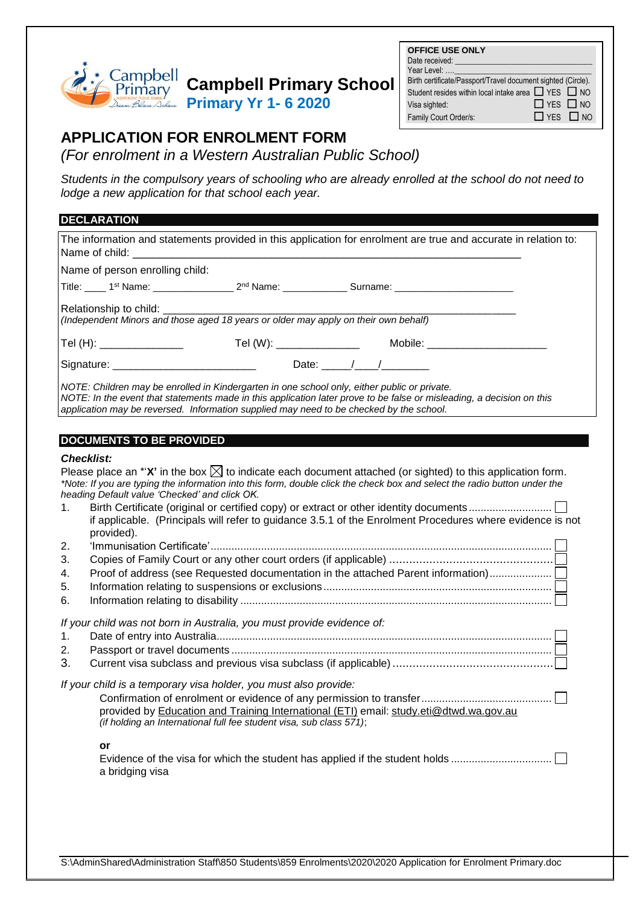# Campbell Primary School

**Primary Yr 1- 6 2020**

| **OFFICE USE ONLY** | |
|---|---|
| Date received: ______________________________ | |
| Year Level: ....______________________________ | |
| Birth certificate/Passport/Travel document sighted (Circle). | |
| Student resides within local intake area | ☐ YES ☐ NO |
| Visa sighted: | ☐ YES ☐ NO |
| Family Court Order/s: | ☐ YES ☐ NO |

## APPLICATION FOR ENROLMENT FORM

*(For enrolment in a Western Australian Public School)*

*Students in the compulsory years of schooling who are already enrolled at the school do not need to lodge a new application for that school each year.*

### DECLARATION

The information and statements provided in this application for enrolment are true and accurate in relation to:
Name of child: ____________________________________________________________

Name of person enrolling child:

Title: ____ 1st Name: _______________ 2nd Name: ____________ Surname: ______________________

Relationship to child: ____________________________________________________________
*(Independent Minors and those aged 18 years or older may apply on their own behalf)*

Tel (H): ______________ Tel (W): ______________ Mobile: ____________________

Signature: ________________________ Date: _____/____/________

*NOTE: Children may be enrolled in Kindergarten in one school only, either public or private.*
*NOTE: In the event that statements made in this application later prove to be false or misleading, a decision on this application may be reversed. Information supplied may need to be checked by the school.*

### DOCUMENTS TO BE PROVIDED

***Checklist:***

Please place an *'**X'** in the box ☒ to indicate each document attached (or sighted) to this application form.
*\*Note: If you are typing the information into this form, double click the check box and select the radio button under the heading Default value 'Checked' and click OK.*

1. Birth Certificate (original or certified copy) or extract or other identity documents ........................... ☐
   if applicable. (Principals will refer to guidance 3.5.1 of the Enrolment Procedures where evidence is not provided).
2. 'Immunisation Certificate'........................................................................................................... ☐
3. Copies of Family Court or any other court orders (if applicable) ................................................. ☐
4. Proof of address (see Requested documentation in the attached Parent information)..................... ☐
5. Information relating to suspensions or exclusions........................................................................ ☐
6. Information relating to disability .................................................................................................. ☐

*If your child was not born in Australia, you must provide evidence of:*

1. Date of entry into Australia.......................................................................................................... ☐
2. Passport or travel documents ...................................................................................................... ☐
3. Current visa subclass and previous visa subclass (if applicable) ................................................ ☐

*If your child is a temporary visa holder, you must also provide:*

Confirmation of enrolment or evidence of any permission to transfer........................................... ☐
provided by Education and Training International (ETI) email: study.eti@dtwd.wa.gov.au
*(if holding an International full fee student visa, sub class 571)*;

**or**

Evidence of the visa for which the student has applied if the student holds ................................. ☐
a bridging visa

S:\AdminShared\Administration Staff\850 Students\859 Enrolments\2020\2020 Application for Enrolment Primary.doc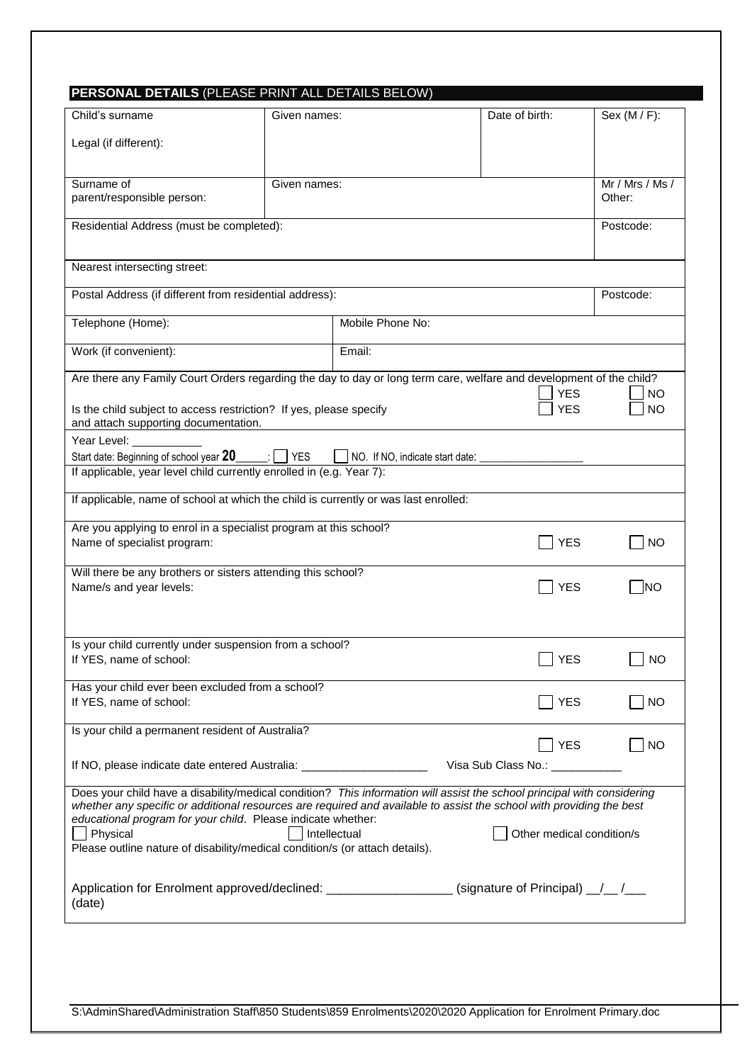## PERSONAL DETAILS (PLEASE PRINT ALL DETAILS BELOW)

| | | | |
|---|---|---|---|
| Child's surname<br><br>Legal (if different): | Given names: | Date of birth: | Sex (M / F): |
| Surname of parent/responsible person: | Given names: | | Mr / Mrs / Ms / Other: |
| Residential Address (must be completed): | | | Postcode: |
| Nearest intersecting street: | | | |
| Postal Address (if different from residential address): | | | Postcode: |
| Telephone (Home): | Mobile Phone No: | | |
| Work (if convenient): | Email: | | |

Are there any Family Court Orders regarding the day to day or long term care, welfare and development of the child? ☐ YES ☐ NO

Is the child subject to access restriction? If yes, please specify and attach supporting documentation. ☐ YES ☐ NO

Year Level: ___________

Start date: Beginning of school year **20**______: ☐ YES ☐ NO. If NO, indicate start date: __________________

If applicable, year level child currently enrolled in (e.g. Year 7):

If applicable, name of school at which the child is currently or was last enrolled:

Are you applying to enrol in a specialist program at this school? ☐ YES ☐ NO

Name of specialist program:

Will there be any brothers or sisters attending this school? ☐ YES ☐ NO

Name/s and year levels:

Is your child currently under suspension from a school? ☐ YES ☐ NO

If YES, name of school:

Has your child ever been excluded from a school? ☐ YES ☐ NO

If YES, name of school:

Is your child a permanent resident of Australia? ☐ YES ☐ NO

If NO, please indicate date entered Australia: ____________________ Visa Sub Class No.: ___________

Does your child have a disability/medical condition? *This information will assist the school principal with considering whether any specific or additional resources are required and available to assist the school with providing the best educational program for your child*. Please indicate whether:

☐ Physical ☐ Intellectual ☐ Other medical condition/s

Please outline nature of disability/medical condition/s (or attach details).

Application for Enrolment approved/declined: __________________ (signature of Principal) __/__ /___ (date)

S:\AdminShared\Administration Staff\850 Students\859 Enrolments\2020\2020 Application for Enrolment Primary.doc